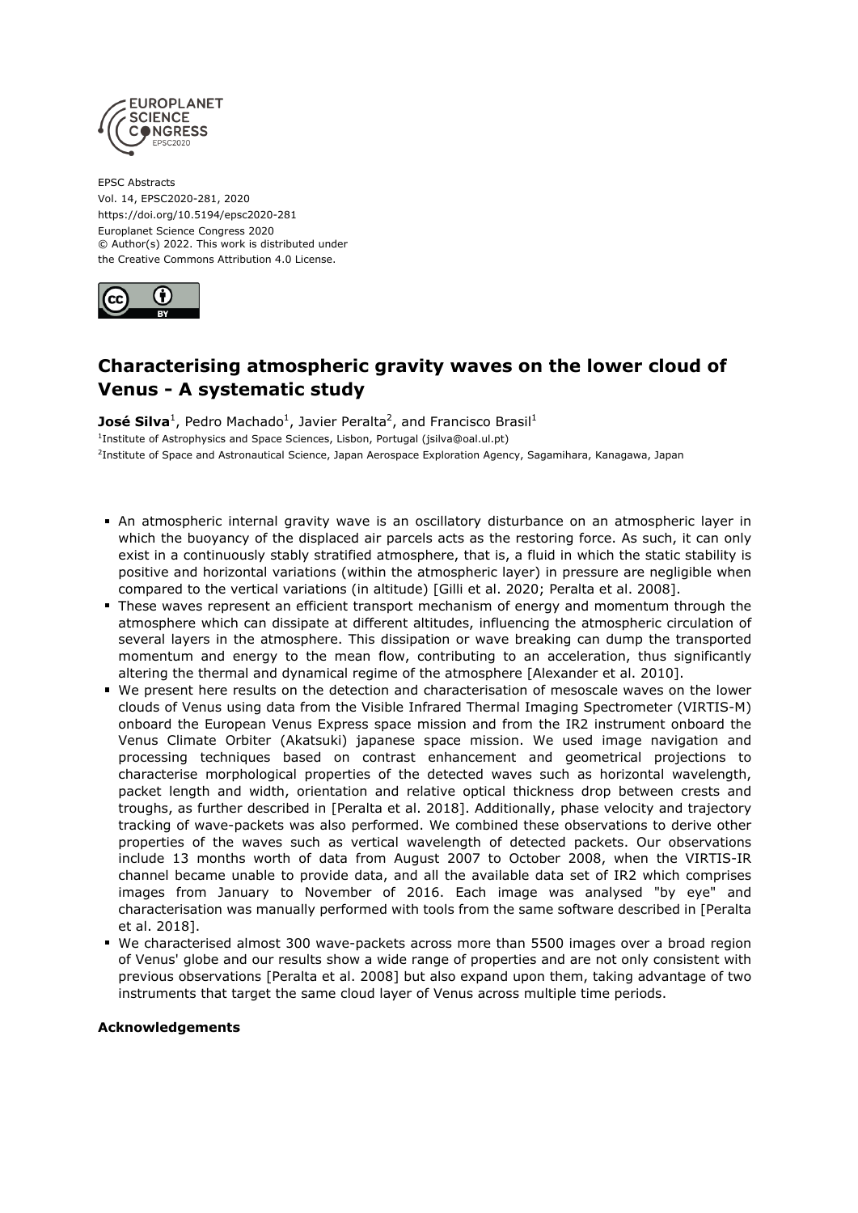EPSC Abstracts
Vol. 14, EPSC2020-281, 2020
https://doi.org/10.5194/epsc2020-281
Europlanet Science Congress 2020
© Author(s) 2022. This work is distributed under
the Creative Commons Attribution 4.0 License.

# Characterising atmospheric gravity waves on the lower cloud of Venus - A systematic study

**José Silva**[1], Pedro Machado[1], Javier Peralta[2], and Francisco Brasil[1]

[1]Institute of Astrophysics and Space Sciences, Lisbon, Portugal (jsilva@oal.ul.pt)
[2]Institute of Space and Astronautical Science, Japan Aerospace Exploration Agency, Sagamihara, Kanagawa, Japan

- An atmospheric internal gravity wave is an oscillatory disturbance on an atmospheric layer in which the buoyancy of the displaced air parcels acts as the restoring force. As such, it can only exist in a continuously stably stratified atmosphere, that is, a fluid in which the static stability is positive and horizontal variations (within the atmospheric layer) in pressure are negligible when compared to the vertical variations (in altitude) [Gilli et al. 2020; Peralta et al. 2008].
- These waves represent an efficient transport mechanism of energy and momentum through the atmosphere which can dissipate at different altitudes, influencing the atmospheric circulation of several layers in the atmosphere. This dissipation or wave breaking can dump the transported momentum and energy to the mean flow, contributing to an acceleration, thus significantly altering the thermal and dynamical regime of the atmosphere [Alexander et al. 2010].
- We present here results on the detection and characterisation of mesoscale waves on the lower clouds of Venus using data from the Visible Infrared Thermal Imaging Spectrometer (VIRTIS-M) onboard the European Venus Express space mission and from the IR2 instrument onboard the Venus Climate Orbiter (Akatsuki) japanese space mission. We used image navigation and processing techniques based on contrast enhancement and geometrical projections to characterise morphological properties of the detected waves such as horizontal wavelength, packet length and width, orientation and relative optical thickness drop between crests and troughs, as further described in [Peralta et al. 2018]. Additionally, phase velocity and trajectory tracking of wave-packets was also performed. We combined these observations to derive other properties of the waves such as vertical wavelength of detected packets. Our observations include 13 months worth of data from August 2007 to October 2008, when the VIRTIS-IR channel became unable to provide data, and all the available data set of IR2 which comprises images from January to November of 2016. Each image was analysed "by eye" and characterisation was manually performed with tools from the same software described in [Peralta et al. 2018].
- We characterised almost 300 wave-packets across more than 5500 images over a broad region of Venus' globe and our results show a wide range of properties and are not only consistent with previous observations [Peralta et al. 2008] but also expand upon them, taking advantage of two instruments that target the same cloud layer of Venus across multiple time periods.

**Acknowledgements**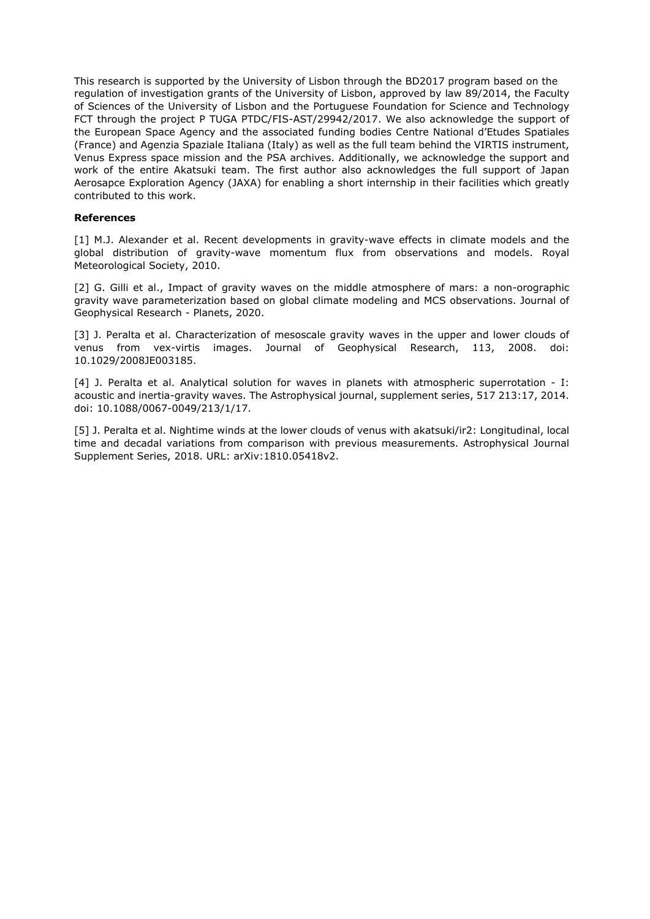This research is supported by the University of Lisbon through the BD2017 program based on the regulation of investigation grants of the University of Lisbon, approved by law 89/2014, the Faculty of Sciences of the University of Lisbon and the Portuguese Foundation for Science and Technology FCT through the project P TUGA PTDC/FIS-AST/29942/2017. We also acknowledge the support of the European Space Agency and the associated funding bodies Centre National d'Etudes Spatiales (France) and Agenzia Spaziale Italiana (Italy) as well as the full team behind the VIRTIS instrument, Venus Express space mission and the PSA archives. Additionally, we acknowledge the support and work of the entire Akatsuki team. The first author also acknowledges the full support of Japan Aerosapce Exploration Agency (JAXA) for enabling a short internship in their facilities which greatly contributed to this work.

**References**

[1] M.J. Alexander et al. Recent developments in gravity-wave effects in climate models and the global distribution of gravity-wave momentum flux from observations and models. Royal Meteorological Society, 2010.

[2] G. Gilli et al., Impact of gravity waves on the middle atmosphere of mars: a non-orographic gravity wave parameterization based on global climate modeling and MCS observations. Journal of Geophysical Research - Planets, 2020.

[3] J. Peralta et al. Characterization of mesoscale gravity waves in the upper and lower clouds of venus from vex-virtis images. Journal of Geophysical Research, 113, 2008. doi: 10.1029/2008JE003185.

[4] J. Peralta et al. Analytical solution for waves in planets with atmospheric superrotation - I: acoustic and inertia-gravity waves. The Astrophysical journal, supplement series, 517 213:17, 2014. doi: 10.1088/0067-0049/213/1/17.

[5] J. Peralta et al. Nightime winds at the lower clouds of venus with akatsuki/ir2: Longitudinal, local time and decadal variations from comparison with previous measurements. Astrophysical Journal Supplement Series, 2018. URL: arXiv:1810.05418v2.